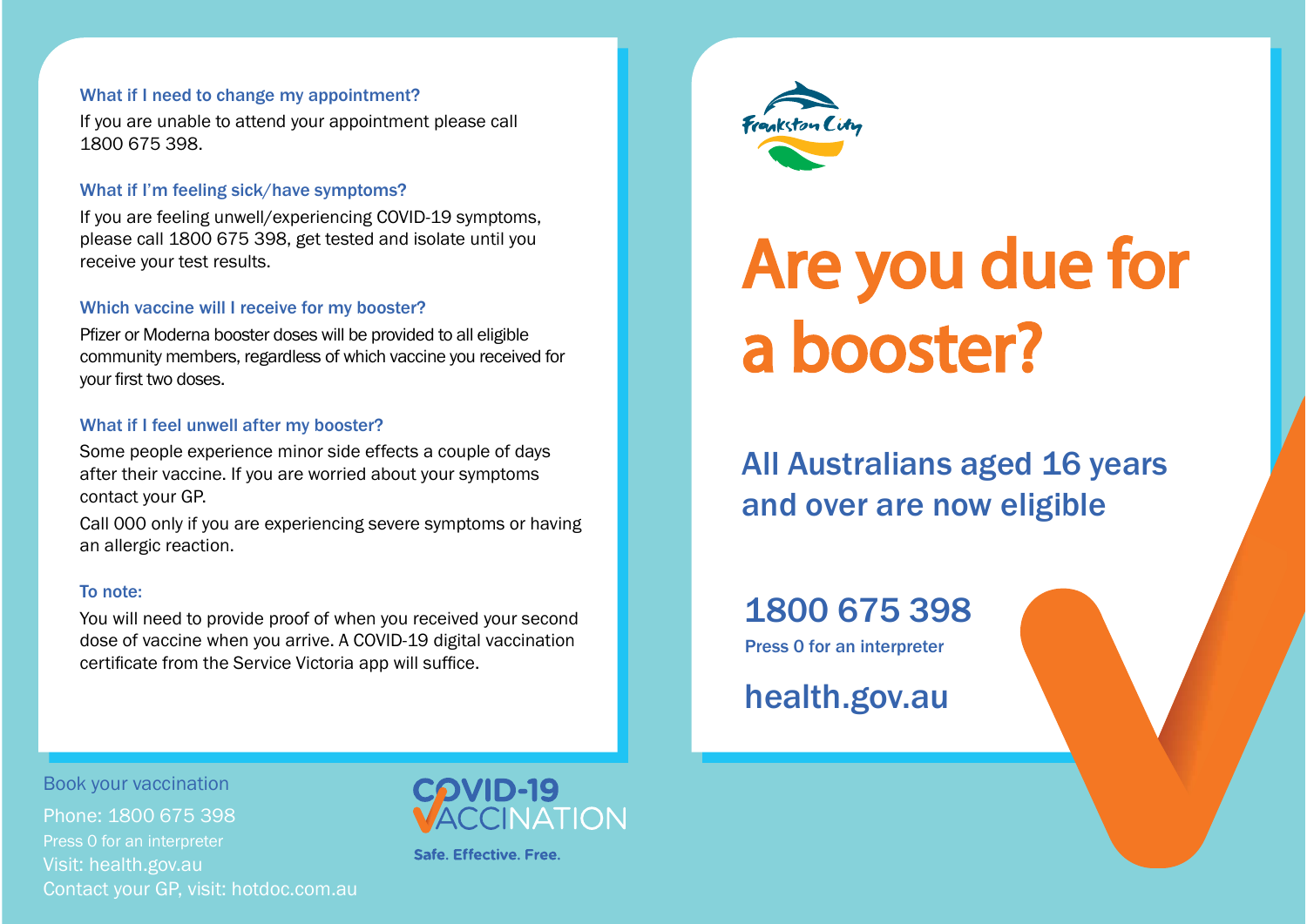### What if I need to change my appointment?

If you are unable to attend your appointment please call 1800 675 398.

### What if I'm feeling sick/have symptoms?

If you are feeling unwell/experiencing COVID-19 symptoms, please call 1800 675 398, get tested and isolate until you receive your test results.

### Which vaccine will I receive for my booster?

Pfizer or Moderna booster doses will be provided to all eligible community members, regardless of which vaccine you received for your first two doses.

### What if I feel unwell after my booster?

Some people experience minor side effects a couple of days after their vaccine. If you are worried about your symptoms contact your GP.

Call 000 only if you are experiencing severe symptoms or having an allergic reaction.

### To note:

You will need to provide proof of when you received your second dose of vaccine when you arrive. A COVID-19 digital vaccination certificate from the Service Victoria app will suffice.

Book your vaccination

Phone: 1800 675 398

Press 0 for an interpreter

Visit: health.gov.au

Contact your GP, visit: hotdoc.com.au

COVID-19 VACCINATION

**Safe. Effective. Free.**

Frankston City

# Are you due for a booster?

## All Australians aged 16 years and over are now eligible

## 1800 675 398

Press 0 for an interpreter

## health.gov.au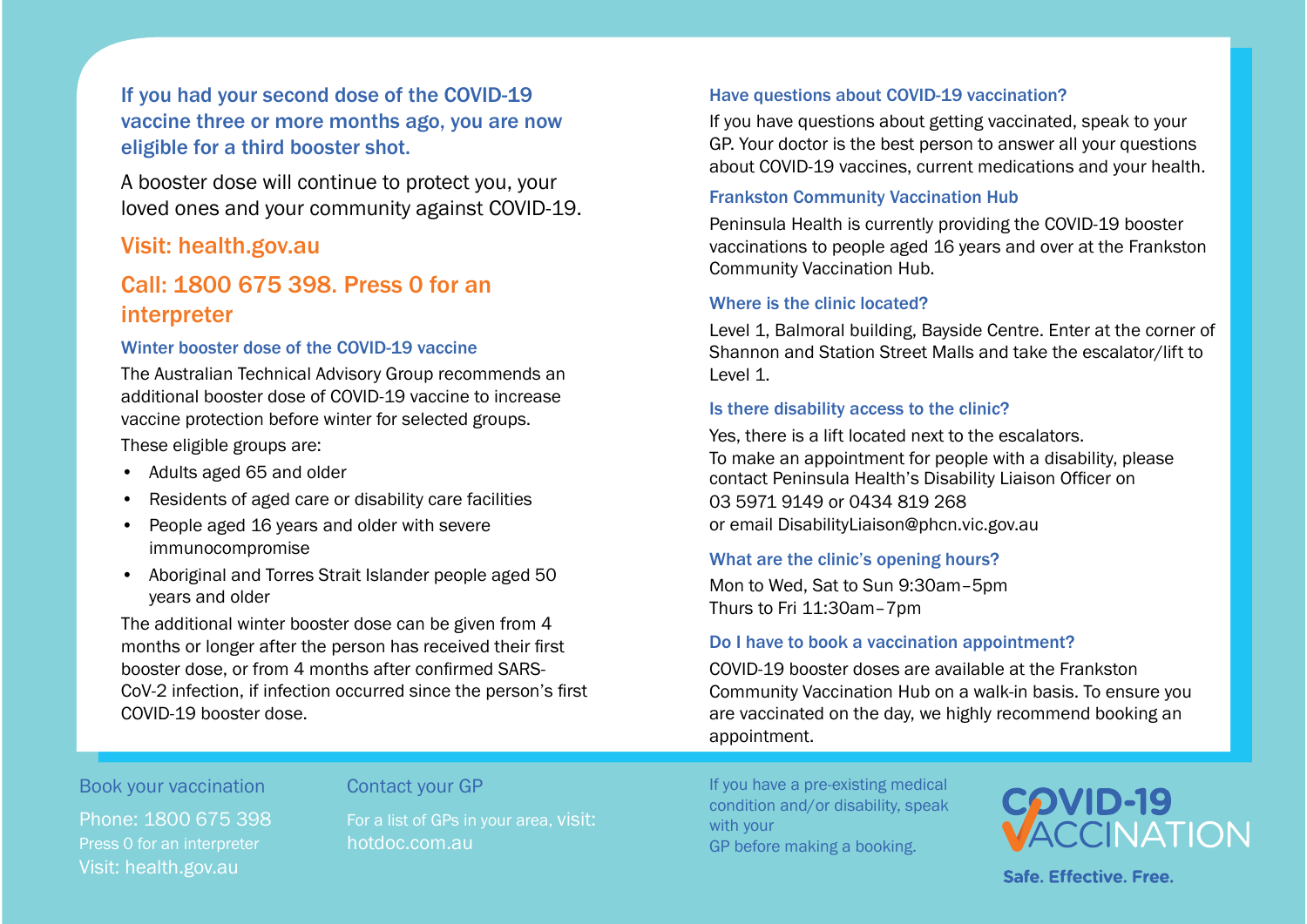## If you had your second dose of the COVID-19 vaccine three or more months ago, you are now eligible for a third booster shot.

A booster dose will continue to protect you, your loved ones and your community against COVID-19.

**Visit: health.gov.au**

**Call: 1800 675 398. Press 0 for an interpreter**

### Winter booster dose of the COVID-19 vaccine

The Australian Technical Advisory Group recommends an additional booster dose of COVID-19 vaccine to increase vaccine protection before winter for selected groups.

These eligible groups are:

- Adults aged 65 and older
- Residents of aged care or disability care facilities
- People aged 16 years and older with severe immunocompromise
- Aboriginal and Torres Strait Islander people aged 50 years and older

The additional winter booster dose can be given from 4 months or longer after the person has received their first booster dose, or from 4 months after confirmed SARS-CoV-2 infection, if infection occurred since the person's first COVID-19 booster dose.

### Have questions about COVID-19 vaccination?

If you have questions about getting vaccinated, speak to your GP. Your doctor is the best person to answer all your questions about COVID-19 vaccines, current medications and your health.

### Frankston Community Vaccination Hub

Peninsula Health is currently providing the COVID-19 booster vaccinations to people aged 16 years and over at the Frankston Community Vaccination Hub.

### Where is the clinic located?

Level 1, Balmoral building, Bayside Centre. Enter at the corner of Shannon and Station Street Malls and take the escalator/lift to Level 1.

### Is there disability access to the clinic?

Yes, there is a lift located next to the escalators.
To make an appointment for people with a disability, please contact Peninsula Health's Disability Liaison Officer on 03 5971 9149 or 0434 819 268
or email DisabilityLiaison@phcn.vic.gov.au

### What are the clinic's opening hours?

Mon to Wed, Sat to Sun 9:30am–5pm
Thurs to Fri 11:30am–7pm

### Do I have to book a vaccination appointment?

COVID-19 booster doses are available at the Frankston Community Vaccination Hub on a walk-in basis. To ensure you are vaccinated on the day, we highly recommend booking an appointment.

**Book your vaccination**

Phone: 1800 675 398
Press 0 for an interpreter
Visit: health.gov.au

**Contact your GP**

For a list of GPs in your area, visit: hotdoc.com.au

If you have a pre-existing medical condition and/or disability, speak with your GP before making a booking.

COVID-19 VACCINATION

Safe. Effective. Free.